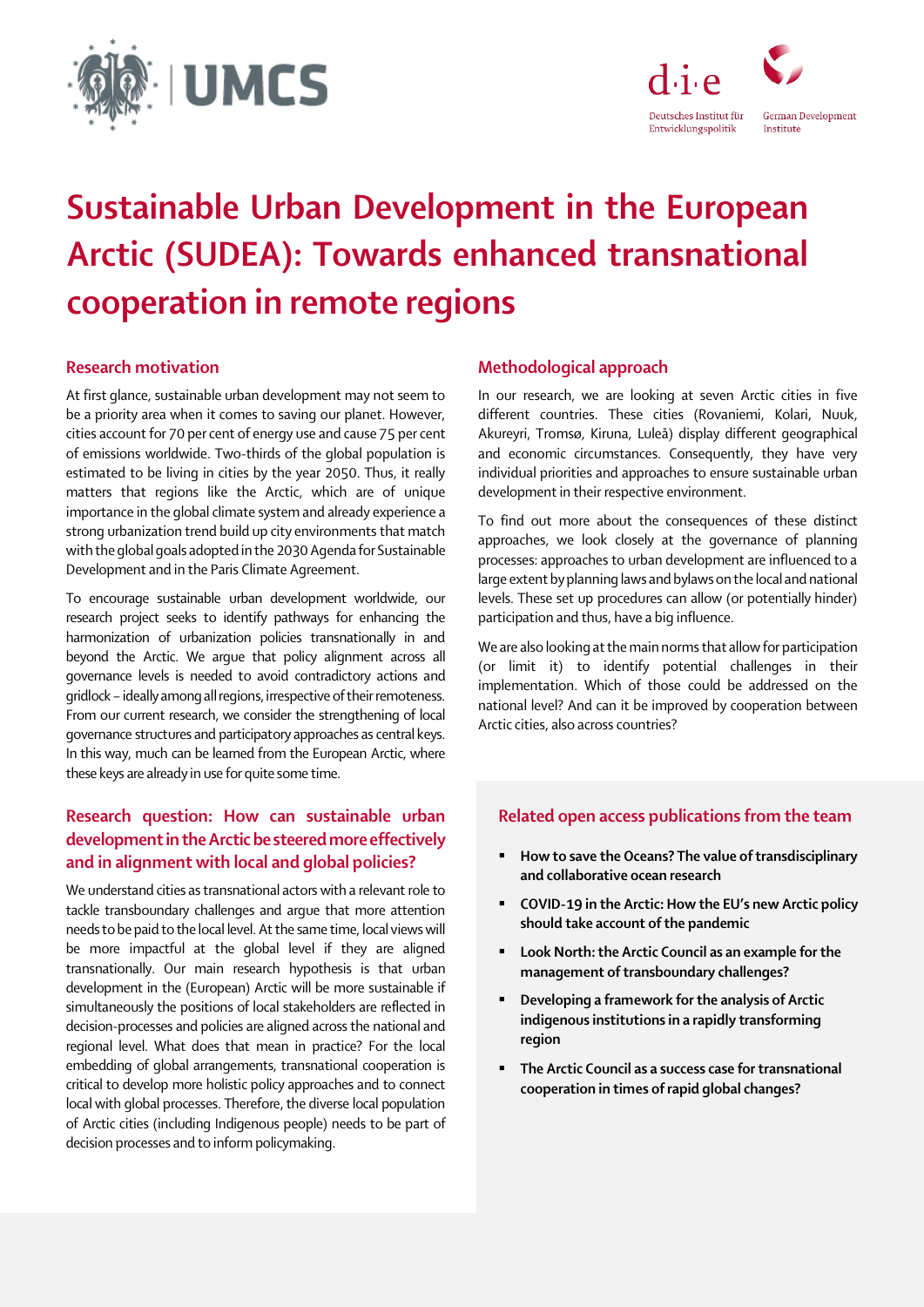# Sustainable Urban Development in the European Arctic (SUDEA): Towards enhanced transnational cooperation in remote regions

## Research motivation

At first glance, sustainable urban development may not seem to be a priority area when it comes to saving our planet. However, cities account for 70 per cent of energy use and cause 75 per cent of emissions worldwide. Two-thirds of the global population is estimated to be living in cities by the year 2050. Thus, it really matters that regions like the Arctic, which are of unique importance in the global climate system and already experience a strong urbanization trend build up city environments that match with the global goals adopted in the 2030 Agenda for Sustainable Development and in the Paris Climate Agreement.

To encourage sustainable urban development worldwide, our research project seeks to identify pathways for enhancing the harmonization of urbanization policies transnationally in and beyond the Arctic. We argue that policy alignment across all governance levels is needed to avoid contradictory actions and gridlock – ideally among all regions, irrespective of their remoteness. From our current research, we consider the strengthening of local governance structures and participatory approaches as central keys. In this way, much can be learned from the European Arctic, where these keys are already in use for quite some time.

## Research question: How can sustainable urban development in the Arctic be steered more effectively and in alignment with local and global policies?

We understand cities as transnational actors with a relevant role to tackle transboundary challenges and argue that more attention needs to be paid to the local level. At the same time, local views will be more impactful at the global level if they are aligned transnationally. Our main research hypothesis is that urban development in the (European) Arctic will be more sustainable if simultaneously the positions of local stakeholders are reflected in decision-processes and policies are aligned across the national and regional level. What does that mean in practice? For the local embedding of global arrangements, transnational cooperation is critical to develop more holistic policy approaches and to connect local with global processes. Therefore, the diverse local population of Arctic cities (including Indigenous people) needs to be part of decision processes and to inform policymaking.

## Methodological approach

In our research, we are looking at seven Arctic cities in five different countries. These cities (Rovaniemi, Kolari, Nuuk, Akureyri, Tromsø, Kiruna, Luleå) display different geographical and economic circumstances. Consequently, they have very individual priorities and approaches to ensure sustainable urban development in their respective environment.

To find out more about the consequences of these distinct approaches, we look closely at the governance of planning processes: approaches to urban development are influenced to a large extent by planning laws and bylaws on the local and national levels. These set up procedures can allow (or potentially hinder) participation and thus, have a big influence.

We are also looking at the main norms that allow for participation (or limit it) to identify potential challenges in their implementation. Which of those could be addressed on the national level? And can it be improved by cooperation between Arctic cities, also across countries?

## Related open access publications from the team

- **How to save the Oceans? The value of transdisciplinary and collaborative ocean research**
- **COVID-19 in the Arctic: How the EU's new Arctic policy should take account of the pandemic**
- **Look North: the Arctic Council as an example for the management of transboundary challenges?**
- **Developing a framework for the analysis of Arctic indigenous institutions in a rapidly transforming region**
- **The Arctic Council as a success case for transnational cooperation in times of rapid global changes?**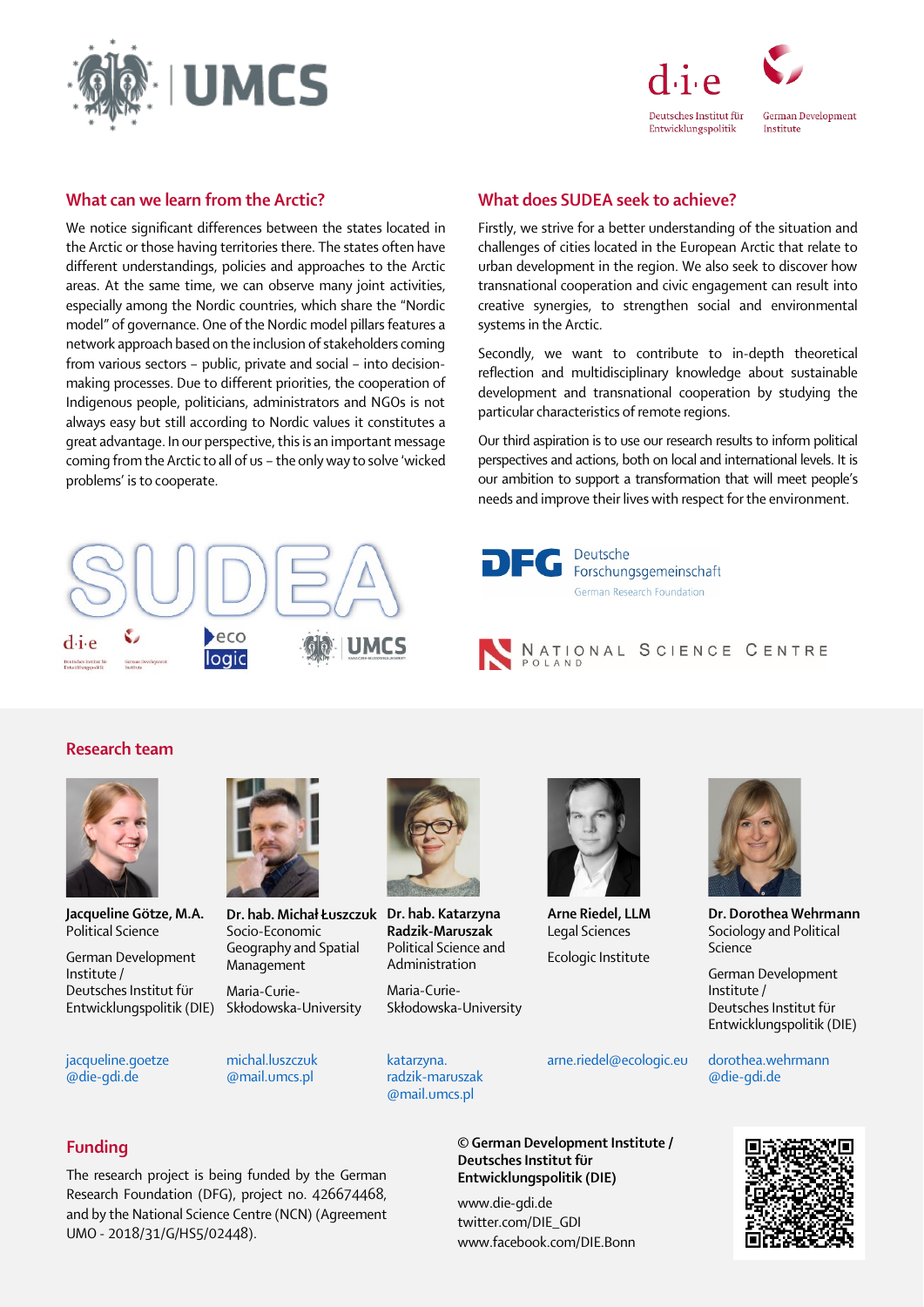## What can we learn from the Arctic?

We notice significant differences between the states located in the Arctic or those having territories there. The states often have different understandings, policies and approaches to the Arctic areas. At the same time, we can observe many joint activities, especially among the Nordic countries, which share the "Nordic model" of governance. One of the Nordic model pillars features a network approach based on the inclusion of stakeholders coming from various sectors – public, private and social – into decision-making processes. Due to different priorities, the cooperation of Indigenous people, politicians, administrators and NGOs is not always easy but still according to Nordic values it constitutes a great advantage. In our perspective, this is an important message coming from the Arctic to all of us – the only way to solve 'wicked problems' is to cooperate.

## What does SUDEA seek to achieve?

Firstly, we strive for a better understanding of the situation and challenges of cities located in the European Arctic that relate to urban development in the region. We also seek to discover how transnational cooperation and civic engagement can result into creative synergies, to strengthen social and environmental systems in the Arctic.

Secondly, we want to contribute to in-depth theoretical reflection and multidisciplinary knowledge about sustainable development and transnational cooperation by studying the particular characteristics of remote regions.

Our third aspiration is to use our research results to inform political perspectives and actions, both on local and international levels. It is our ambition to support a transformation that will meet people's needs and improve their lives with respect for the environment.

## Research team

**Jacqueline Götze, M.A.**
Political Science

German Development Institute / Deutsches Institut für Entwicklungspolitik (DIE)

jacqueline.goetze@die-gdi.de

**Dr. hab. Michał Łuszczuk**
Socio-Economic Geography and Spatial Management

Maria-Curie-Skłodowska-University

michal.luszczuk@mail.umcs.pl

**Dr. hab. Katarzyna Radzik-Maruszak**
Political Science and Administration

Maria-Curie-Skłodowska-University

katarzyna.radzik-maruszak@mail.umcs.pl

**Arne Riedel, LLM**
Legal Sciences

Ecologic Institute

arne.riedel@ecologic.eu

**Dr. Dorothea Wehrmann**
Sociology and Political Science

German Development Institute / Deutsches Institut für Entwicklungspolitik (DIE)

dorothea.wehrmann@die-gdi.de

## Funding

The research project is being funded by the German Research Foundation (DFG), project no. 426674468, and by the National Science Centre (NCN) (Agreement UMO - 2018/31/G/HS5/02448).

**© German Development Institute / Deutsches Institut für Entwicklungspolitik (DIE)**

www.die-gdi.de
twitter.com/DIE_GDI
www.facebook.com/DIE.Bonn